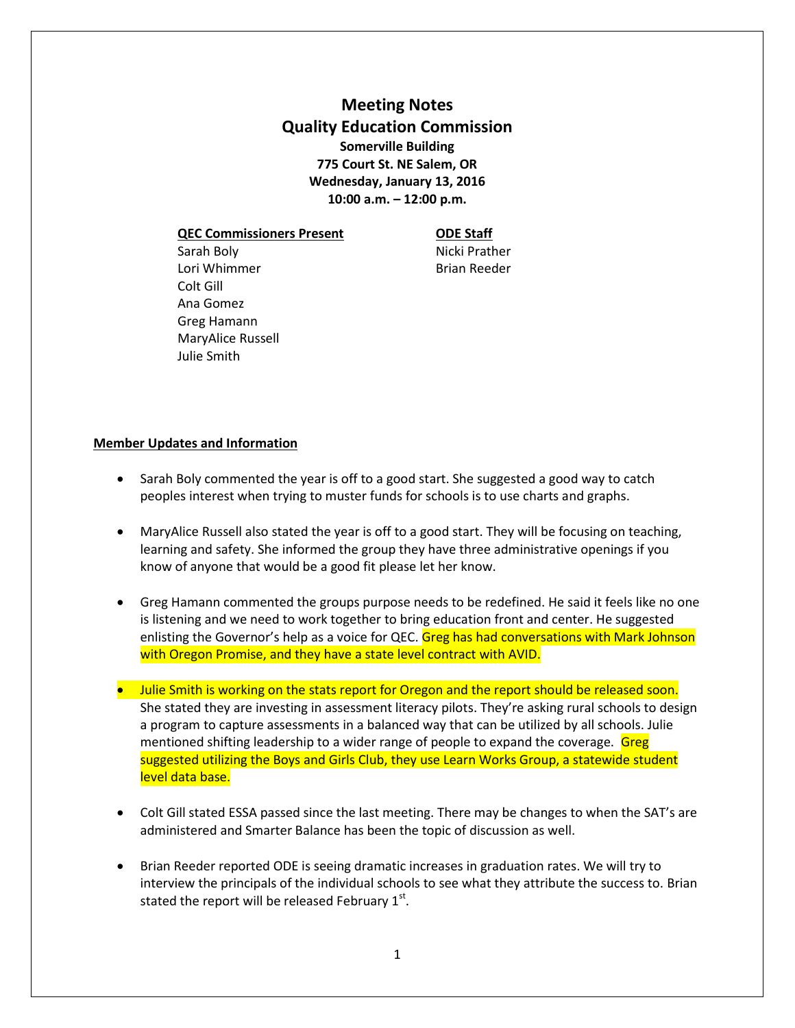# Meeting Notes
# Quality Education Commission

**Somerville Building**
**775 Court St. NE Salem, OR**
**Wednesday, January 13, 2016**
**10:00 a.m. – 12:00 p.m.**

| **QEC Commissioners Present** | **ODE Staff** |
|---|---|
| Sarah Boly | Nicki Prather |
| Lori Whimmer | Brian Reeder |
| Colt Gill | |
| Ana Gomez | |
| Greg Hamann | |
| MaryAlice Russell | |
| Julie Smith | |

## Member Updates and Information

- Sarah Boly commented the year is off to a good start. She suggested a good way to catch peoples interest when trying to muster funds for schools is to use charts and graphs.

- MaryAlice Russell also stated the year is off to a good start. They will be focusing on teaching, learning and safety. She informed the group they have three administrative openings if you know of anyone that would be a good fit please let her know.

- Greg Hamann commented the groups purpose needs to be redefined. He said it feels like no one is listening and we need to work together to bring education front and center. He suggested enlisting the Governor's help as a voice for QEC. Greg has had conversations with Mark Johnson with Oregon Promise, and they have a state level contract with AVID.

- Julie Smith is working on the stats report for Oregon and the report should be released soon. She stated they are investing in assessment literacy pilots. They're asking rural schools to design a program to capture assessments in a balanced way that can be utilized by all schools. Julie mentioned shifting leadership to a wider range of people to expand the coverage. Greg suggested utilizing the Boys and Girls Club, they use Learn Works Group, a statewide student level data base.

- Colt Gill stated ESSA passed since the last meeting. There may be changes to when the SAT's are administered and Smarter Balance has been the topic of discussion as well.

- Brian Reeder reported ODE is seeing dramatic increases in graduation rates. We will try to interview the principals of the individual schools to see what they attribute the success to. Brian stated the report will be released February 1st.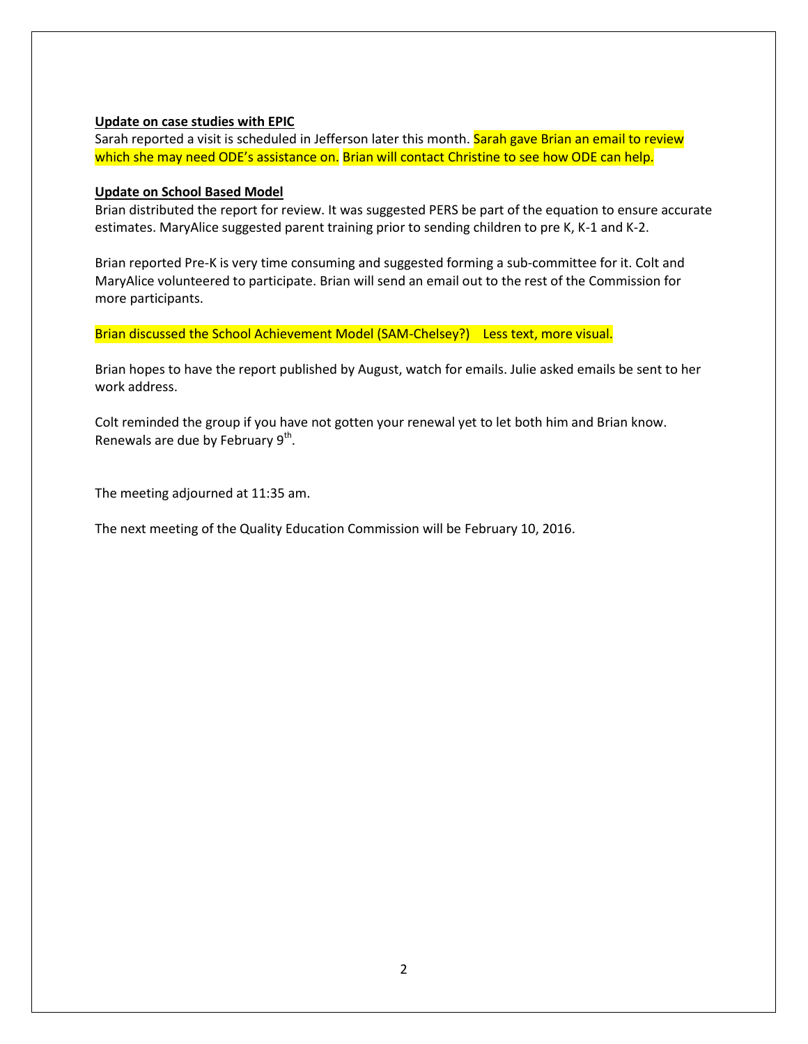**Update on case studies with EPIC**

Sarah reported a visit is scheduled in Jefferson later this month. Sarah gave Brian an email to review which she may need ODE's assistance on. Brian will contact Christine to see how ODE can help.

**Update on School Based Model**

Brian distributed the report for review. It was suggested PERS be part of the equation to ensure accurate estimates. MaryAlice suggested parent training prior to sending children to pre K, K-1 and K-2.

Brian reported Pre-K is very time consuming and suggested forming a sub-committee for it. Colt and MaryAlice volunteered to participate. Brian will send an email out to the rest of the Commission for more participants.

Brian discussed the School Achievement Model (SAM-Chelsey?) Less text, more visual.

Brian hopes to have the report published by August, watch for emails. Julie asked emails be sent to her work address.

Colt reminded the group if you have not gotten your renewal yet to let both him and Brian know. Renewals are due by February 9th.

The meeting adjourned at 11:35 am.

The next meeting of the Quality Education Commission will be February 10, 2016.